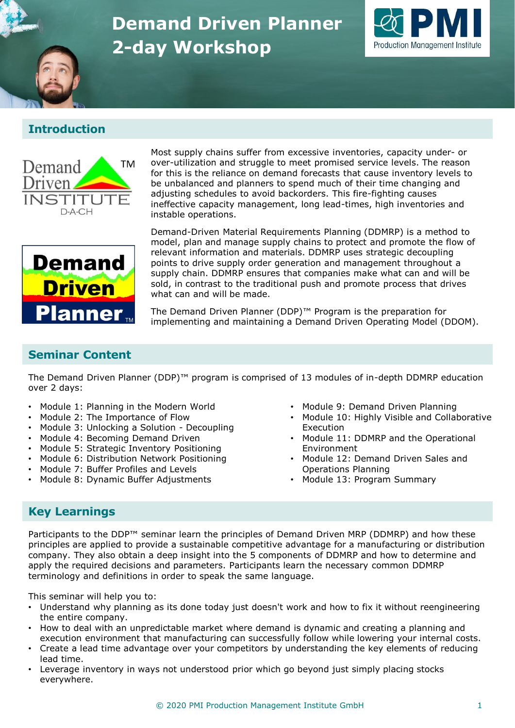# Demand Driven Planner 2-day Workshop

## Introduction

Most supply chains suffer from excessive inventories, capacity under- or over-utilization and struggle to meet promised service levels. The reason for this is the reliance on demand forecasts that cause inventory levels to be unbalanced and planners to spend much of their time changing and adjusting schedules to avoid backorders. This fire-fighting causes ineffective capacity management, long lead-times, high inventories and instable operations.

Demand-Driven Material Requirements Planning (DDMRP) is a method to model, plan and manage supply chains to protect and promote the flow of relevant information and materials. DDMRP uses strategic decoupling points to drive supply order generation and management throughout a supply chain. DDMRP ensures that companies make what can and will be sold, in contrast to the traditional push and promote process that drives what can and will be made.

The Demand Driven Planner (DDP)™ Program is the preparation for implementing and maintaining a Demand Driven Operating Model (DDOM).

## Seminar Content

The Demand Driven Planner (DDP)™ program is comprised of 13 modules of in-depth DDMRP education over 2 days:

- Module 1: Planning in the Modern World
- Module 2: The Importance of Flow
- Module 3: Unlocking a Solution - Decoupling
- Module 4: Becoming Demand Driven
- Module 5: Strategic Inventory Positioning
- Module 6: Distribution Network Positioning
- Module 7: Buffer Profiles and Levels
- Module 8: Dynamic Buffer Adjustments
- Module 9: Demand Driven Planning
- Module 10: Highly Visible and Collaborative Execution
- Module 11: DDMRP and the Operational Environment
- Module 12: Demand Driven Sales and Operations Planning
- Module 13: Program Summary

## Key Learnings

Participants to the DDP™ seminar learn the principles of Demand Driven MRP (DDMRP) and how these principles are applied to provide a sustainable competitive advantage for a manufacturing or distribution company. They also obtain a deep insight into the 5 components of DDMRP and how to determine and apply the required decisions and parameters. Participants learn the necessary common DDMRP terminology and definitions in order to speak the same language.

This seminar will help you to:

- Understand why planning as its done today just doesn't work and how to fix it without reengineering the entire company.
- How to deal with an unpredictable market where demand is dynamic and creating a planning and execution environment that manufacturing can successfully follow while lowering your internal costs.
- Create a lead time advantage over your competitors by understanding the key elements of reducing lead time.
- Leverage inventory in ways not understood prior which go beyond just simply placing stocks everywhere.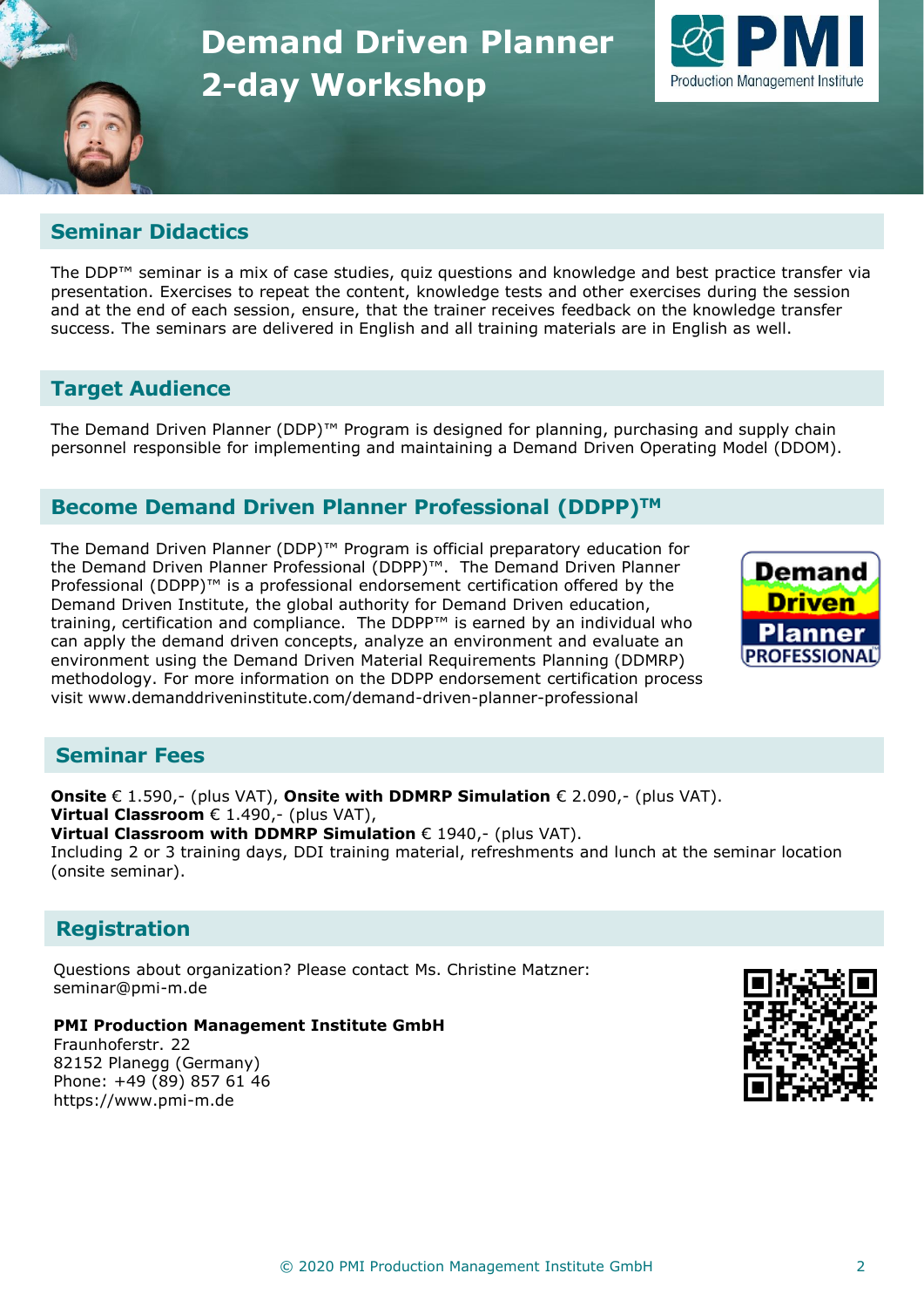# Demand Driven Planner 2-day Workshop

## Seminar Didactics

The DDP™ seminar is a mix of case studies, quiz questions and knowledge and best practice transfer via presentation. Exercises to repeat the content, knowledge tests and other exercises during the session and at the end of each session, ensure, that the trainer receives feedback on the knowledge transfer success. The seminars are delivered in English and all training materials are in English as well.

## Target Audience

The Demand Driven Planner (DDP)™ Program is designed for planning, purchasing and supply chain personnel responsible for implementing and maintaining a Demand Driven Operating Model (DDOM).

## Become Demand Driven Planner Professional (DDPP)™

The Demand Driven Planner (DDP)™ Program is official preparatory education for the Demand Driven Planner Professional (DDPP)™. The Demand Driven Planner Professional (DDPP)™ is a professional endorsement certification offered by the Demand Driven Institute, the global authority for Demand Driven education, training, certification and compliance. The DDPP™ is earned by an individual who can apply the demand driven concepts, analyze an environment and evaluate an environment using the Demand Driven Material Requirements Planning (DDMRP) methodology. For more information on the DDPP endorsement certification process visit www.demanddriveninstitute.com/demand-driven-planner-professional

## Seminar Fees

**Onsite** € 1.590,- (plus VAT), **Onsite with DDMRP Simulation** € 2.090,- (plus VAT).
**Virtual Classroom** € 1.490,- (plus VAT),
**Virtual Classroom with DDMRP Simulation** € 1940,- (plus VAT).
Including 2 or 3 training days, DDI training material, refreshments and lunch at the seminar location (onsite seminar).

## Registration

Questions about organization? Please contact Ms. Christine Matzner:
seminar@pmi-m.de

**PMI Production Management Institute GmbH**
Fraunhoferstr. 22
82152 Planegg (Germany)
Phone: +49 (89) 857 61 46
https://www.pmi-m.de

© 2020 PMI Production Management Institute GmbH